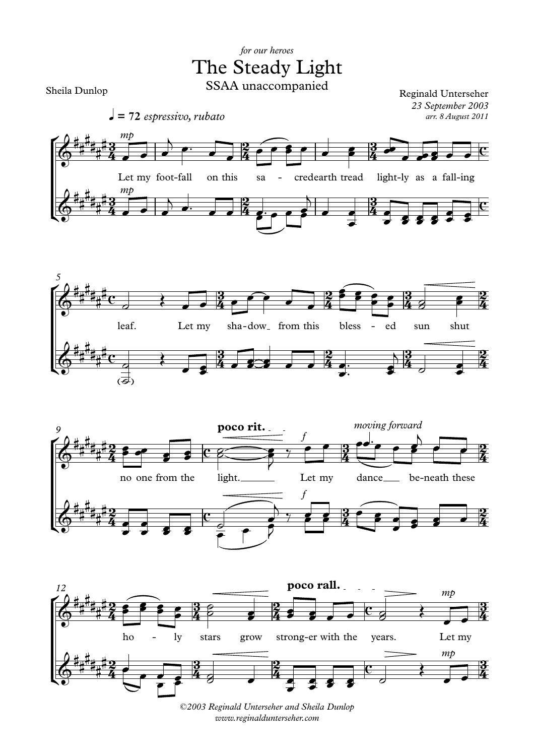*for our heroes*

# The Steady Light

SSAA unaccompanied

Sheila Dunlop

Reginald Unterseher
*23 September 2003*
*arr. 8 August 2011*

♩ = 72 *espressivo, rubato*

Let my foot-fall on this sa - cred earth tread light-ly as a fall-ing leaf. Let my sha-dow from this bless - ed sun shut no one from the light. Let my dance beneath these ho - ly stars grow strong-er with the years. Let my

*©2003 Reginald Unterseher and Sheila Dunlop*
*www.reginaldunterseher.com*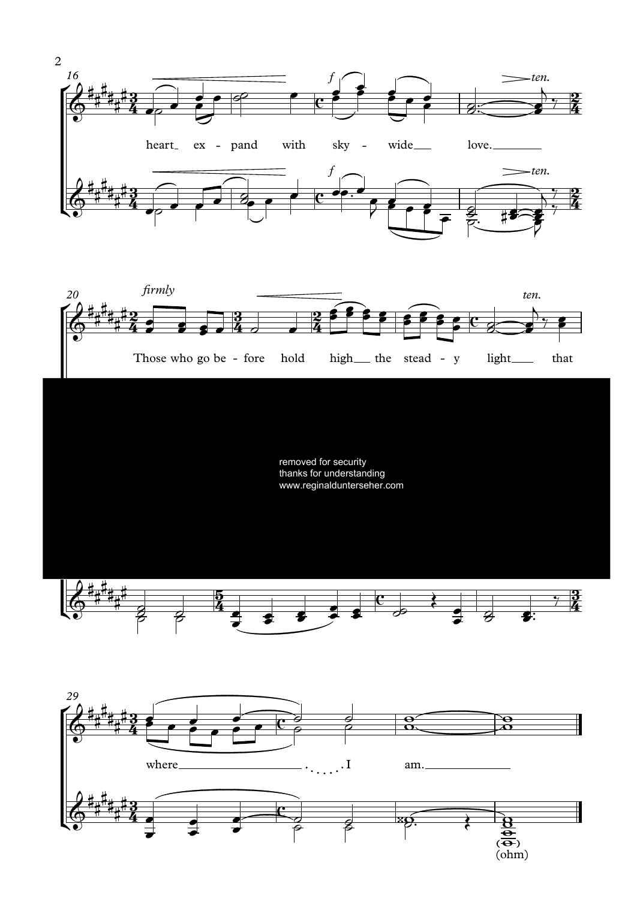heart ex - pand with sky - wide love.

*firmly*

Those who go be - fore hold high the steady - y light that

removed for security
thanks for understanding
www.reginaldunterseher.com

where . . . . . . I am.

(ohm)